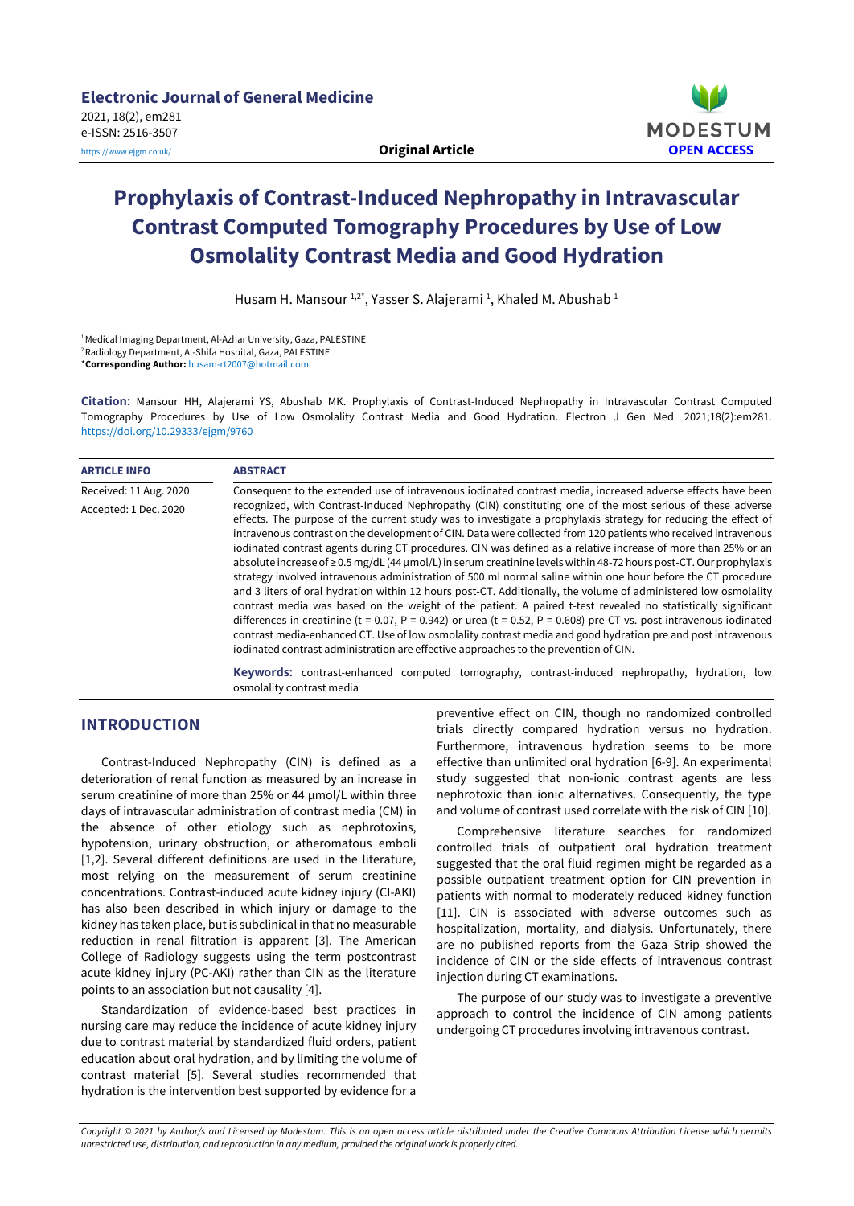Electronic Journal of General Medicine
2021, 18(2), em281
e-ISSN: 2516-3507
https://www.ejgm.co.uk/

**Original Article**

MODESTUM
OPEN ACCESS

# Prophylaxis of Contrast-Induced Nephropathy in Intravascular Contrast Computed Tomography Procedures by Use of Low Osmolality Contrast Media and Good Hydration

Husam H. Mansour [1,2*], Yasser S. Alajerami [1], Khaled M. Abushab [1]

[1] Medical Imaging Department, Al-Azhar University, Gaza, PALESTINE
[2] Radiology Department, Al-Shifa Hospital, Gaza, PALESTINE
*__Corresponding Author:__ husam-rt2007@hotmail.com

**Citation:** Mansour HH, Alajerami YS, Abushab MK. Prophylaxis of Contrast-Induced Nephropathy in Intravascular Contrast Computed Tomography Procedures by Use of Low Osmolality Contrast Media and Good Hydration. Electron J Gen Med. 2021;18(2):em281. https://doi.org/10.29333/ejgm/9760

**ARTICLE INFO**

Received: 11 Aug. 2020
Accepted: 1 Dec. 2020

**ABSTRACT**

Consequent to the extended use of intravenous iodinated contrast media, increased adverse effects have been recognized, with Contrast-Induced Nephropathy (CIN) constituting one of the most serious of these adverse effects. The purpose of the current study was to investigate a prophylaxis strategy for reducing the effect of intravenous contrast on the development of CIN. Data were collected from 120 patients who received intravenous iodinated contrast agents during CT procedures. CIN was defined as a relative increase of more than 25% or an absolute increase of ≥ 0.5 mg/dL (44 μmol/L) in serum creatinine levels within 48-72 hours post-CT. Our prophylaxis strategy involved intravenous administration of 500 ml normal saline within one hour before the CT procedure and 3 liters of oral hydration within 12 hours post-CT. Additionally, the volume of administered low osmolality contrast media was based on the weight of the patient. A paired t-test revealed no statistically significant differences in creatinine ($t = 0.07$, $P = 0.942$) or urea ($t = 0.52$, $P = 0.608$) pre-CT vs. post intravenous iodinated contrast media-enhanced CT. Use of low osmolality contrast media and good hydration pre and post intravenous iodinated contrast administration are effective approaches to the prevention of CIN.

**Keywords:** contrast-enhanced computed tomography, contrast-induced nephropathy, hydration, low osmolality contrast media

## INTRODUCTION

Contrast-Induced Nephropathy (CIN) is defined as a deterioration of renal function as measured by an increase in serum creatinine of more than 25% or 44 μmol/L within three days of intravascular administration of contrast media (CM) in the absence of other etiology such as nephrotoxins, hypotension, urinary obstruction, or atheromatous emboli [1,2]. Several different definitions are used in the literature, most relying on the measurement of serum creatinine concentrations. Contrast-induced acute kidney injury (CI-AKI) has also been described in which injury or damage to the kidney has taken place, but is subclinical in that no measurable reduction in renal filtration is apparent [3]. The American College of Radiology suggests using the term postcontrast acute kidney injury (PC-AKI) rather than CIN as the literature points to an association but not causality [4].

Standardization of evidence-based best practices in nursing care may reduce the incidence of acute kidney injury due to contrast material by standardized fluid orders, patient education about oral hydration, and by limiting the volume of contrast material [5]. Several studies recommended that hydration is the intervention best supported by evidence for a preventive effect on CIN, though no randomized controlled trials directly compared hydration versus no hydration. Furthermore, intravenous hydration seems to be more effective than unlimited oral hydration [6-9]. An experimental study suggested that non-ionic contrast agents are less nephrotoxic than ionic alternatives. Consequently, the type and volume of contrast used correlate with the risk of CIN [10].

Comprehensive literature searches for randomized controlled trials of outpatient oral hydration treatment suggested that the oral fluid regimen might be regarded as a possible outpatient treatment option for CIN prevention in patients with normal to moderately reduced kidney function [11]. CIN is associated with adverse outcomes such as hospitalization, mortality, and dialysis. Unfortunately, there are no published reports from the Gaza Strip showed the incidence of CIN or the side effects of intravenous contrast injection during CT examinations.

The purpose of our study was to investigate a preventive approach to control the incidence of CIN among patients undergoing CT procedures involving intravenous contrast.

*Copyright © 2021 by Author/s and Licensed by Modestum. This is an open access article distributed under the Creative Commons Attribution License which permits unrestricted use, distribution, and reproduction in any medium, provided the original work is properly cited.*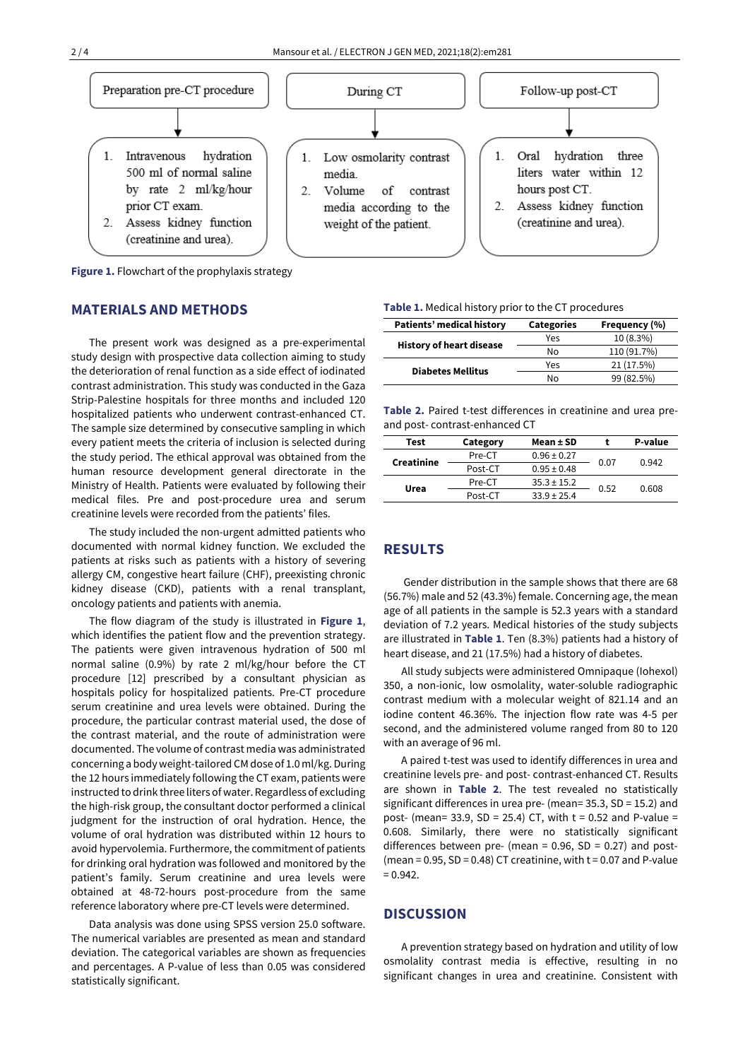Preparation pre-CT procedure

1. Intravenous hydration 500 ml of normal saline by rate 2 ml/kg/hour prior CT exam.
2. Assess kidney function (creatinine and urea).

During CT

1. Low osmolarity contrast media.
2. Volume of contrast media according to the weight of the patient.

Follow-up post-CT

1. Oral hydration three liters water within 12 hours post CT.
2. Assess kidney function (creatinine and urea).

**Figure 1.** Flowchart of the prophylaxis strategy

## MATERIALS AND METHODS

The present work was designed as a pre-experimental study design with prospective data collection aiming to study the deterioration of renal function as a side effect of iodinated contrast administration. This study was conducted in the Gaza Strip-Palestine hospitals for three months and included 120 hospitalized patients who underwent contrast-enhanced CT. The sample size determined by consecutive sampling in which every patient meets the criteria of inclusion is selected during the study period. The ethical approval was obtained from the human resource development general directorate in the Ministry of Health. Patients were evaluated by following their medical files. Pre and post-procedure urea and serum creatinine levels were recorded from the patients' files.

The study included the non-urgent admitted patients who documented with normal kidney function. We excluded the patients at risks such as patients with a history of severing allergy CM, congestive heart failure (CHF), preexisting chronic kidney disease (CKD), patients with a renal transplant, oncology patients and patients with anemia.

The flow diagram of the study is illustrated in **Figure 1**, which identifies the patient flow and the prevention strategy. The patients were given intravenous hydration of 500 ml normal saline (0.9%) by rate 2 ml/kg/hour before the CT procedure [12] prescribed by a consultant physician as hospitals policy for hospitalized patients. Pre-CT procedure serum creatinine and urea levels were obtained. During the procedure, the particular contrast material used, the dose of the contrast material, and the route of administration were documented. The volume of contrast media was administrated concerning a body weight-tailored CM dose of 1.0 ml/kg. During the 12 hours immediately following the CT exam, patients were instructed to drink three liters of water. Regardless of excluding the high-risk group, the consultant doctor performed a clinical judgment for the instruction of oral hydration. Hence, the volume of oral hydration was distributed within 12 hours to avoid hypervolemia. Furthermore, the commitment of patients for drinking oral hydration was followed and monitored by the patient's family. Serum creatinine and urea levels were obtained at 48-72-hours post-procedure from the same reference laboratory where pre-CT levels were determined.

Data analysis was done using SPSS version 25.0 software. The numerical variables are presented as mean and standard deviation. The categorical variables are shown as frequencies and percentages. A P-value of less than 0.05 was considered statistically significant.

**Table 1.** Medical history prior to the CT procedures

| Patients' medical history | Categories | Frequency (%) |
|---|---|---|
| History of heart disease | Yes | 10 (8.3%) |
| | No | 110 (91.7%) |
| Diabetes Mellitus | Yes | 21 (17.5%) |
| | No | 99 (82.5%) |

**Table 2.** Paired t-test differences in creatinine and urea pre- and post- contrast-enhanced CT

| Test | Category | Mean ± SD | t | P-value |
|---|---|---|---|---|
| Creatinine | Pre-CT | 0.96 ± 0.27 | 0.07 | 0.942 |
| | Post-CT | 0.95 ± 0.48 | | |
| Urea | Pre-CT | 35.3 ± 15.2 | 0.52 | 0.608 |
| | Post-CT | 33.9 ± 25.4 | | |

## RESULTS

Gender distribution in the sample shows that there are 68 (56.7%) male and 52 (43.3%) female. Concerning age, the mean age of all patients in the sample is 52.3 years with a standard deviation of 7.2 years. Medical histories of the study subjects are illustrated in **Table 1**. Ten (8.3%) patients had a history of heart disease, and 21 (17.5%) had a history of diabetes.

All study subjects were administered Omnipaque (Iohexol) 350, a non-ionic, low osmolality, water-soluble radiographic contrast medium with a molecular weight of 821.14 and an iodine content 46.36%. The injection flow rate was 4-5 per second, and the administered volume ranged from 80 to 120 with an average of 96 ml.

A paired t-test was used to identify differences in urea and creatinine levels pre- and post- contrast-enhanced CT. Results are shown in **Table 2**. The test revealed no statistically significant differences in urea pre- (mean= 35.3, SD = 15.2) and post- (mean= 33.9, SD = 25.4) CT, with t = 0.52 and P-value = 0.608. Similarly, there were no statistically significant differences between pre- (mean = 0.96, SD = 0.27) and post- (mean = 0.95, SD = 0.48) CT creatinine, with t = 0.07 and P-value = 0.942.

## DISCUSSION

A prevention strategy based on hydration and utility of low osmolality contrast media is effective, resulting in no significant changes in urea and creatinine. Consistent with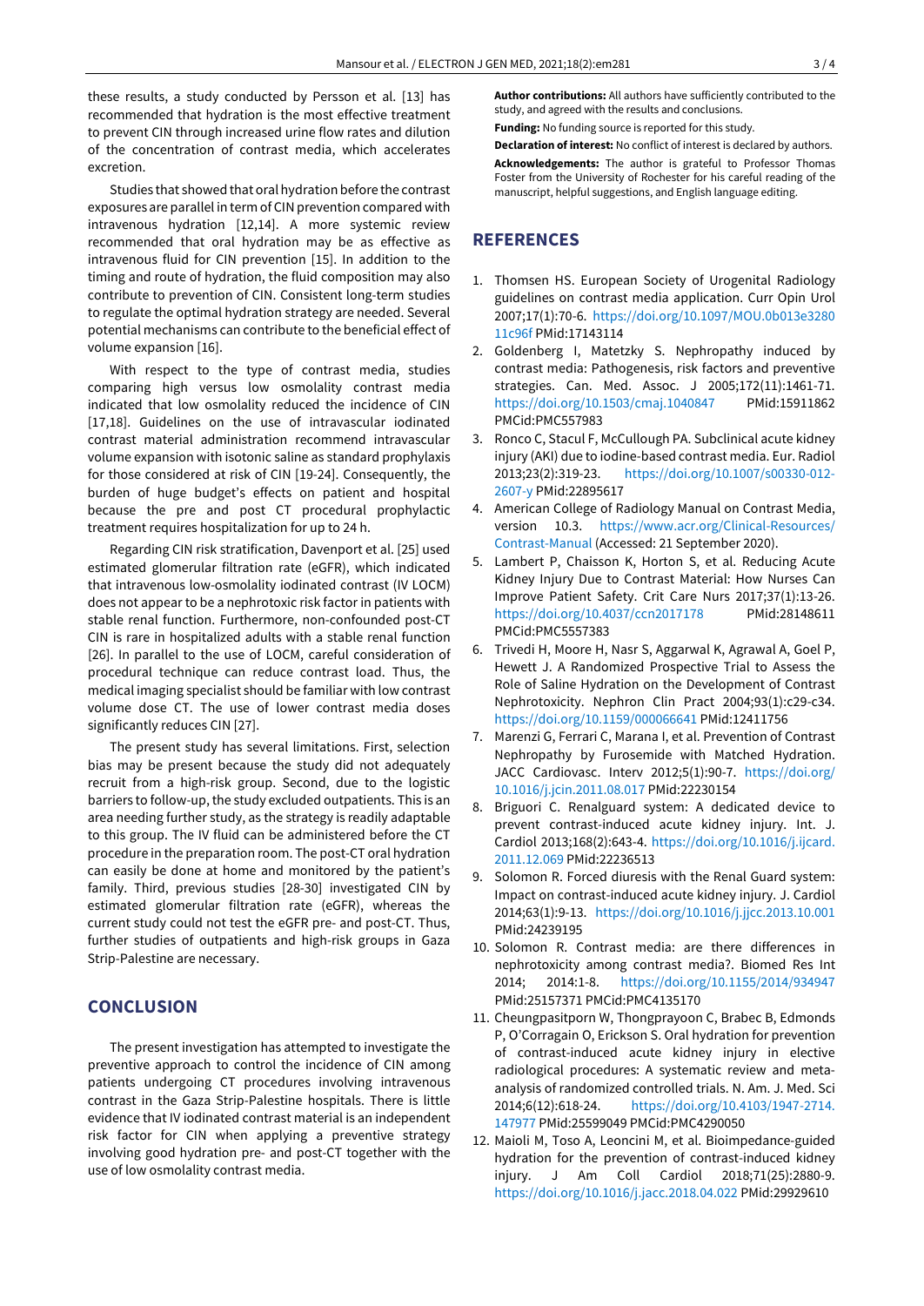these results, a study conducted by Persson et al. [13] has recommended that hydration is the most effective treatment to prevent CIN through increased urine flow rates and dilution of the concentration of contrast media, which accelerates excretion.

Studies that showed that oral hydration before the contrast exposures are parallel in term of CIN prevention compared with intravenous hydration [12,14]. A more systemic review recommended that oral hydration may be as effective as intravenous fluid for CIN prevention [15]. In addition to the timing and route of hydration, the fluid composition may also contribute to prevention of CIN. Consistent long-term studies to regulate the optimal hydration strategy are needed. Several potential mechanisms can contribute to the beneficial effect of volume expansion [16].

With respect to the type of contrast media, studies comparing high versus low osmolality contrast media indicated that low osmolality reduced the incidence of CIN [17,18]. Guidelines on the use of intravascular iodinated contrast material administration recommend intravascular volume expansion with isotonic saline as standard prophylaxis for those considered at risk of CIN [19-24]. Consequently, the burden of huge budget's effects on patient and hospital because the pre and post CT procedural prophylactic treatment requires hospitalization for up to 24 h.

Regarding CIN risk stratification, Davenport et al. [25] used estimated glomerular filtration rate (eGFR), which indicated that intravenous low-osmolality iodinated contrast (IV LOCM) does not appear to be a nephrotoxic risk factor in patients with stable renal function. Furthermore, non-confounded post-CT CIN is rare in hospitalized adults with a stable renal function [26]. In parallel to the use of LOCM, careful consideration of procedural technique can reduce contrast load. Thus, the medical imaging specialist should be familiar with low contrast volume dose CT. The use of lower contrast media doses significantly reduces CIN [27].

The present study has several limitations. First, selection bias may be present because the study did not adequately recruit from a high-risk group. Second, due to the logistic barriers to follow-up, the study excluded outpatients. This is an area needing further study, as the strategy is readily adaptable to this group. The IV fluid can be administered before the CT procedure in the preparation room. The post-CT oral hydration can easily be done at home and monitored by the patient's family. Third, previous studies [28-30] investigated CIN by estimated glomerular filtration rate (eGFR), whereas the current study could not test the eGFR pre- and post-CT. Thus, further studies of outpatients and high-risk groups in Gaza Strip-Palestine are necessary.

## CONCLUSION

The present investigation has attempted to investigate the preventive approach to control the incidence of CIN among patients undergoing CT procedures involving intravenous contrast in the Gaza Strip-Palestine hospitals. There is little evidence that IV iodinated contrast material is an independent risk factor for CIN when applying a preventive strategy involving good hydration pre- and post-CT together with the use of low osmolality contrast media.

**Author contributions:** All authors have sufficiently contributed to the study, and agreed with the results and conclusions.

**Funding:** No funding source is reported for this study.

**Declaration of interest:** No conflict of interest is declared by authors.

**Acknowledgements:** The author is grateful to Professor Thomas Foster from the University of Rochester for his careful reading of the manuscript, helpful suggestions, and English language editing.

## REFERENCES

1. Thomsen HS. European Society of Urogenital Radiology guidelines on contrast media application. Curr Opin Urol 2007;17(1):70-6. https://doi.org/10.1097/MOU.0b013e328011c96f PMid:17143114
2. Goldenberg I, Matetzky S. Nephropathy induced by contrast media: Pathogenesis, risk factors and preventive strategies. Can. Med. Assoc. J 2005;172(11):1461-71. https://doi.org/10.1503/cmaj.1040847 PMid:15911862 PMCid:PMC557983
3. Ronco C, Stacul F, McCullough PA. Subclinical acute kidney injury (AKI) due to iodine-based contrast media. Eur. Radiol 2013;23(2):319-23. https://doi.org/10.1007/s00330-012-2607-y PMid:22895617
4. American College of Radiology Manual on Contrast Media, version 10.3. https://www.acr.org/Clinical-Resources/Contrast-Manual (Accessed: 21 September 2020).
5. Lambert P, Chaisson K, Horton S, et al. Reducing Acute Kidney Injury Due to Contrast Material: How Nurses Can Improve Patient Safety. Crit Care Nurs 2017;37(1):13-26. https://doi.org/10.4037/ccn2017178 PMid:28148611 PMCid:PMC5557383
6. Trivedi H, Moore H, Nasr S, Aggarwal K, Agrawal A, Goel P, Hewett J. A Randomized Prospective Trial to Assess the Role of Saline Hydration on the Development of Contrast Nephrotoxicity. Nephron Clin Pract 2004;93(1):c29-c34. https://doi.org/10.1159/000066641 PMid:12411756
7. Marenzi G, Ferrari C, Marana I, et al. Prevention of Contrast Nephropathy by Furosemide with Matched Hydration. JACC Cardiovasc. Interv 2012;5(1):90-7. https://doi.org/10.1016/j.jcin.2011.08.017 PMid:22230154
8. Briguori C. Renalguard system: A dedicated device to prevent contrast-induced acute kidney injury. Int. J. Cardiol 2013;168(2):643-4. https://doi.org/10.1016/j.ijcard.2011.12.069 PMid:22236513
9. Solomon R. Forced diuresis with the Renal Guard system: Impact on contrast-induced acute kidney injury. J. Cardiol 2014;63(1):9-13. https://doi.org/10.1016/j.jjcc.2013.10.001 PMid:24239195
10. Solomon R. Contrast media: are there differences in nephrotoxicity among contrast media?. Biomed Res Int 2014; 2014:1-8. https://doi.org/10.1155/2014/934947 PMid:25157371 PMCid:PMC4135170
11. Cheungpasitporn W, Thongprayoon C, Brabec B, Edmonds P, O'Corragain O, Erickson S. Oral hydration for prevention of contrast-induced acute kidney injury in elective radiological procedures: A systematic review and meta-analysis of randomized controlled trials. N. Am. J. Med. Sci 2014;6(12):618-24. https://doi.org/10.4103/1947-2714.147977 PMid:25599049 PMCid:PMC4290050
12. Maioli M, Toso A, Leoncini M, et al. Bioimpedance-guided hydration for the prevention of contrast-induced kidney injury. J Am Coll Cardiol 2018;71(25):2880-9. https://doi.org/10.1016/j.jacc.2018.04.022 PMid:29929610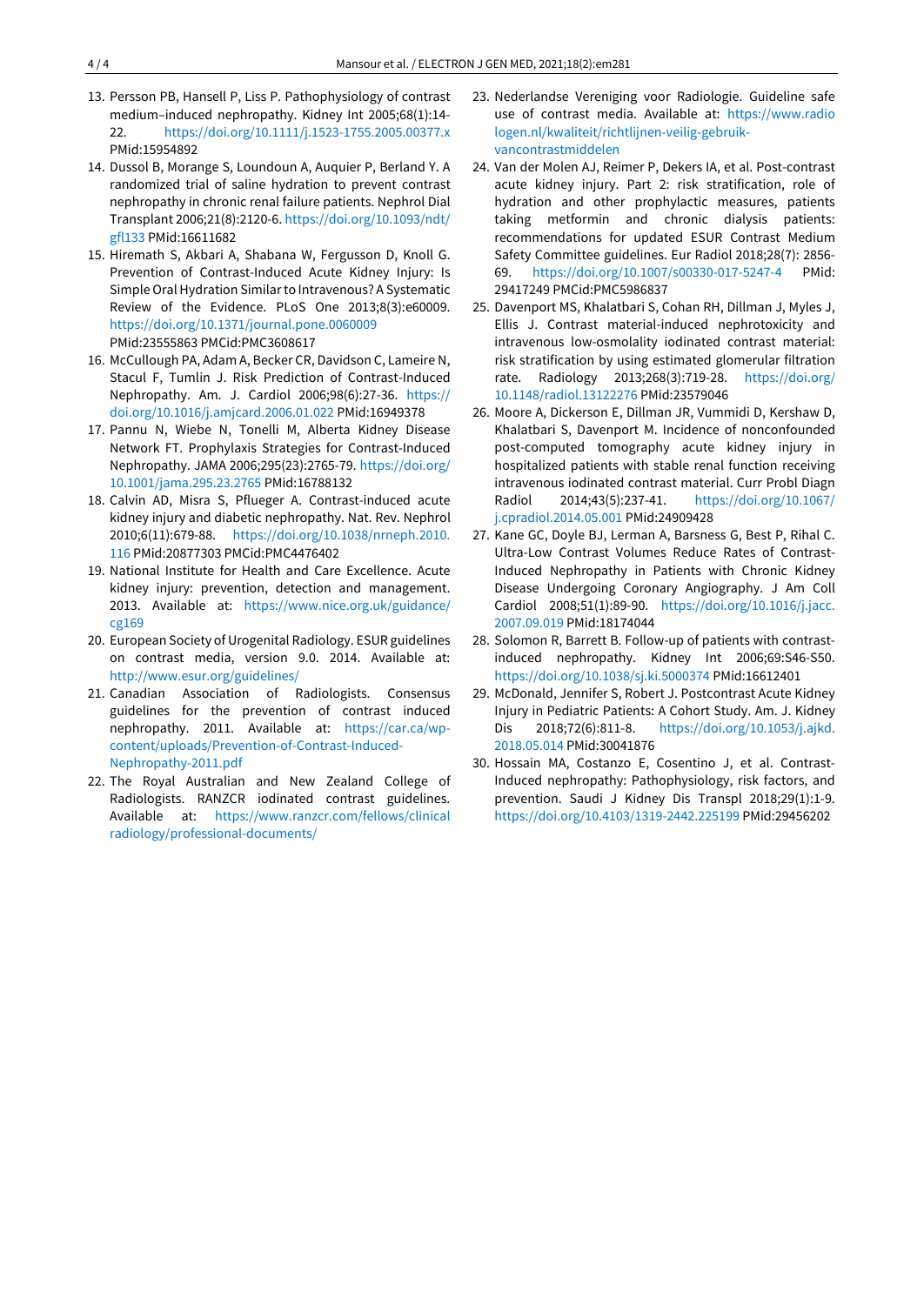13. Persson PB, Hansell P, Liss P. Pathophysiology of contrast medium–induced nephropathy. Kidney Int 2005;68(1):14-22. https://doi.org/10.1111/j.1523-1755.2005.00377.x PMid:15954892
14. Dussol B, Morange S, Loundoun A, Auquier P, Berland Y. A randomized trial of saline hydration to prevent contrast nephropathy in chronic renal failure patients. Nephrol Dial Transplant 2006;21(8):2120-6. https://doi.org/10.1093/ndt/gfl133 PMid:16611682
15. Hiremath S, Akbari A, Shabana W, Fergusson D, Knoll G. Prevention of Contrast-Induced Acute Kidney Injury: Is Simple Oral Hydration Similar to Intravenous? A Systematic Review of the Evidence. PLoS One 2013;8(3):e60009. https://doi.org/10.1371/journal.pone.0060009 PMid:23555863 PMCid:PMC3608617
16. McCullough PA, Adam A, Becker CR, Davidson C, Lameire N, Stacul F, Tumlin J. Risk Prediction of Contrast-Induced Nephropathy. Am. J. Cardiol 2006;98(6):27-36. https://doi.org/10.1016/j.amjcard.2006.01.022 PMid:16949378
17. Pannu N, Wiebe N, Tonelli M, Alberta Kidney Disease Network FT. Prophylaxis Strategies for Contrast-Induced Nephropathy. JAMA 2006;295(23):2765-79. https://doi.org/10.1001/jama.295.23.2765 PMid:16788132
18. Calvin AD, Misra S, Pflueger A. Contrast-induced acute kidney injury and diabetic nephropathy. Nat. Rev. Nephrol 2010;6(11):679-88. https://doi.org/10.1038/nrneph.2010.116 PMid:20877303 PMCid:PMC4476402
19. National Institute for Health and Care Excellence. Acute kidney injury: prevention, detection and management. 2013. Available at: https://www.nice.org.uk/guidance/cg169
20. European Society of Urogenital Radiology. ESUR guidelines on contrast media, version 9.0. 2014. Available at: http://www.esur.org/guidelines/
21. Canadian Association of Radiologists. Consensus guidelines for the prevention of contrast induced nephropathy. 2011. Available at: https://car.ca/wp-content/uploads/Prevention-of-Contrast-Induced-Nephropathy-2011.pdf
22. The Royal Australian and New Zealand College of Radiologists. RANZCR iodinated contrast guidelines. Available at: https://www.ranzcr.com/fellows/clinicalradiology/professional-documents/
23. Nederlandse Vereniging voor Radiologie. Guideline safe use of contrast media. Available at: https://www.radiologen.nl/kwaliteit/richtlijnen-veilig-gebruik-vancontrastmiddelen
24. Van der Molen AJ, Reimer P, Dekers IA, et al. Post-contrast acute kidney injury. Part 2: risk stratification, role of hydration and other prophylactic measures, patients taking metformin and chronic dialysis patients: recommendations for updated ESUR Contrast Medium Safety Committee guidelines. Eur Radiol 2018;28(7): 2856-69. https://doi.org/10.1007/s00330-017-5247-4 PMid:29417249 PMCid:PMC5986837
25. Davenport MS, Khalatbari S, Cohan RH, Dillman J, Myles J, Ellis J. Contrast material-induced nephrotoxicity and intravenous low-osmolality iodinated contrast material: risk stratification by using estimated glomerular filtration rate. Radiology 2013;268(3):719-28. https://doi.org/10.1148/radiol.13122276 PMid:23579046
26. Moore A, Dickerson E, Dillman JR, Vummidi D, Kershaw D, Khalatbari S, Davenport M. Incidence of nonconfounded post-computed tomography acute kidney injury in hospitalized patients with stable renal function receiving intravenous iodinated contrast material. Curr Probl Diagn Radiol 2014;43(5):237-41. https://doi.org/10.1067/j.cpradiol.2014.05.001 PMid:24909428
27. Kane GC, Doyle BJ, Lerman A, Barsness G, Best P, Rihal C. Ultra-Low Contrast Volumes Reduce Rates of Contrast-Induced Nephropathy in Patients with Chronic Kidney Disease Undergoing Coronary Angiography. J Am Coll Cardiol 2008;51(1):89-90. https://doi.org/10.1016/j.jacc.2007.09.019 PMid:18174044
28. Solomon R, Barrett B. Follow-up of patients with contrast-induced nephropathy. Kidney Int 2006;69:S46-S50. https://doi.org/10.1038/sj.ki.5000374 PMid:16612401
29. McDonald, Jennifer S, Robert J. Postcontrast Acute Kidney Injury in Pediatric Patients: A Cohort Study. Am. J. Kidney Dis 2018;72(6):811-8. https://doi.org/10.1053/j.ajkd.2018.05.014 PMid:30041876
30. Hossain MA, Costanzo E, Cosentino J, et al. Contrast-Induced nephropathy: Pathophysiology, risk factors, and prevention. Saudi J Kidney Dis Transpl 2018;29(1):1-9. https://doi.org/10.4103/1319-2442.225199 PMid:29456202